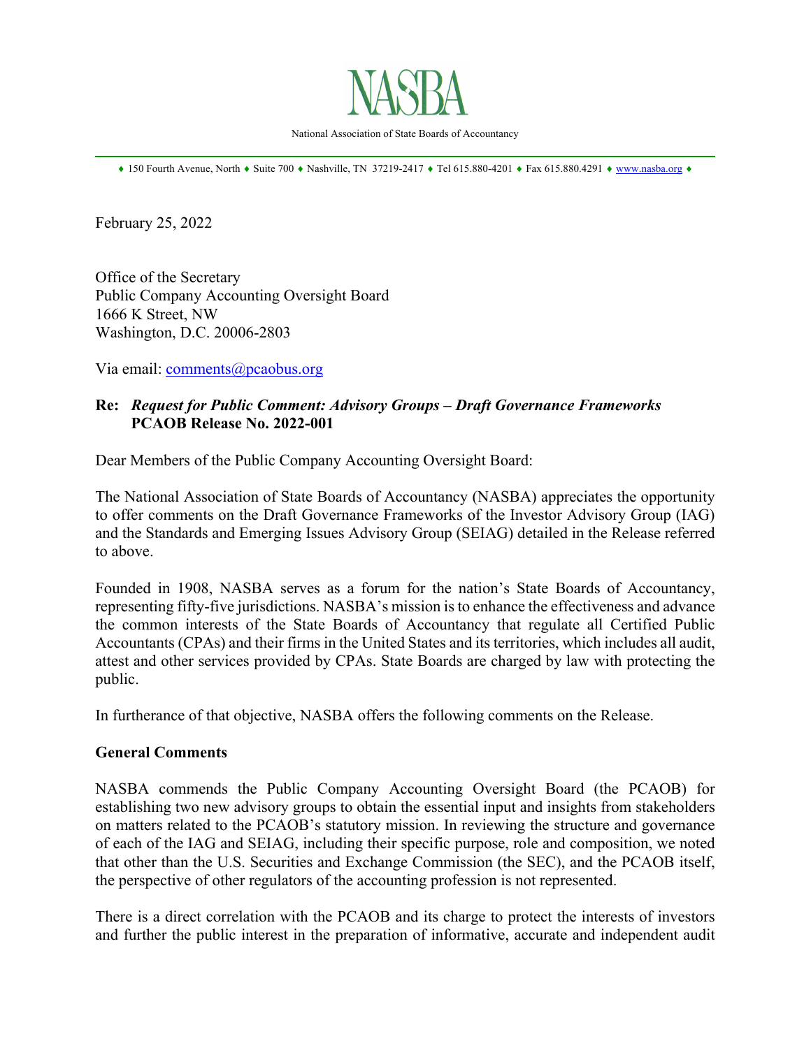# NASBA

National Association of State Boards of Accountancy

♦ 150 Fourth Avenue, North ♦ Suite 700 ♦ Nashville, TN 37219-2417 ♦ Tel 615.880-4201 ♦ Fax 615.880.4291 ♦ www.nasba.org ♦

February 25, 2022

Office of the Secretary
Public Company Accounting Oversight Board
1666 K Street, NW
Washington, D.C. 20006-2803

Via email: comments@pcaobus.org

**Re:** ***Request for Public Comment: Advisory Groups – Draft Governance Frameworks*** **PCAOB Release No. 2022-001**

Dear Members of the Public Company Accounting Oversight Board:

The National Association of State Boards of Accountancy (NASBA) appreciates the opportunity to offer comments on the Draft Governance Frameworks of the Investor Advisory Group (IAG) and the Standards and Emerging Issues Advisory Group (SEIAG) detailed in the Release referred to above.

Founded in 1908, NASBA serves as a forum for the nation's State Boards of Accountancy, representing fifty-five jurisdictions. NASBA's mission is to enhance the effectiveness and advance the common interests of the State Boards of Accountancy that regulate all Certified Public Accountants (CPAs) and their firms in the United States and its territories, which includes all audit, attest and other services provided by CPAs. State Boards are charged by law with protecting the public.

In furtherance of that objective, NASBA offers the following comments on the Release.

**General Comments**

NASBA commends the Public Company Accounting Oversight Board (the PCAOB) for establishing two new advisory groups to obtain the essential input and insights from stakeholders on matters related to the PCAOB's statutory mission. In reviewing the structure and governance of each of the IAG and SEIAG, including their specific purpose, role and composition, we noted that other than the U.S. Securities and Exchange Commission (the SEC), and the PCAOB itself, the perspective of other regulators of the accounting profession is not represented.

There is a direct correlation with the PCAOB and its charge to protect the interests of investors and further the public interest in the preparation of informative, accurate and independent audit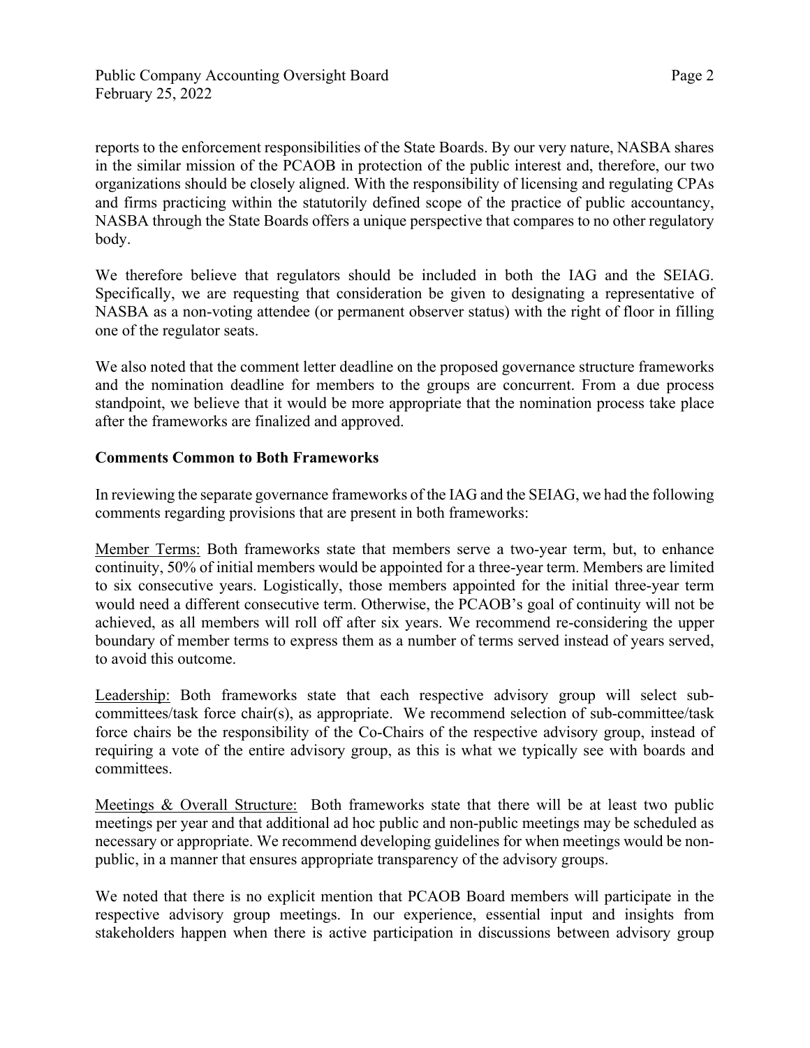reports to the enforcement responsibilities of the State Boards. By our very nature, NASBA shares in the similar mission of the PCAOB in protection of the public interest and, therefore, our two organizations should be closely aligned. With the responsibility of licensing and regulating CPAs and firms practicing within the statutorily defined scope of the practice of public accountancy, NASBA through the State Boards offers a unique perspective that compares to no other regulatory body.

We therefore believe that regulators should be included in both the IAG and the SEIAG. Specifically, we are requesting that consideration be given to designating a representative of NASBA as a non-voting attendee (or permanent observer status) with the right of floor in filling one of the regulator seats.

We also noted that the comment letter deadline on the proposed governance structure frameworks and the nomination deadline for members to the groups are concurrent. From a due process standpoint, we believe that it would be more appropriate that the nomination process take place after the frameworks are finalized and approved.

**Comments Common to Both Frameworks**

In reviewing the separate governance frameworks of the IAG and the SEIAG, we had the following comments regarding provisions that are present in both frameworks:

Member Terms: Both frameworks state that members serve a two-year term, but, to enhance continuity, 50% of initial members would be appointed for a three-year term. Members are limited to six consecutive years. Logistically, those members appointed for the initial three-year term would need a different consecutive term. Otherwise, the PCAOB's goal of continuity will not be achieved, as all members will roll off after six years. We recommend re-considering the upper boundary of member terms to express them as a number of terms served instead of years served, to avoid this outcome.

Leadership: Both frameworks state that each respective advisory group will select sub-committees/task force chair(s), as appropriate. We recommend selection of sub-committee/task force chairs be the responsibility of the Co-Chairs of the respective advisory group, instead of requiring a vote of the entire advisory group, as this is what we typically see with boards and committees.

Meetings & Overall Structure: Both frameworks state that there will be at least two public meetings per year and that additional ad hoc public and non-public meetings may be scheduled as necessary or appropriate. We recommend developing guidelines for when meetings would be non-public, in a manner that ensures appropriate transparency of the advisory groups.

We noted that there is no explicit mention that PCAOB Board members will participate in the respective advisory group meetings. In our experience, essential input and insights from stakeholders happen when there is active participation in discussions between advisory group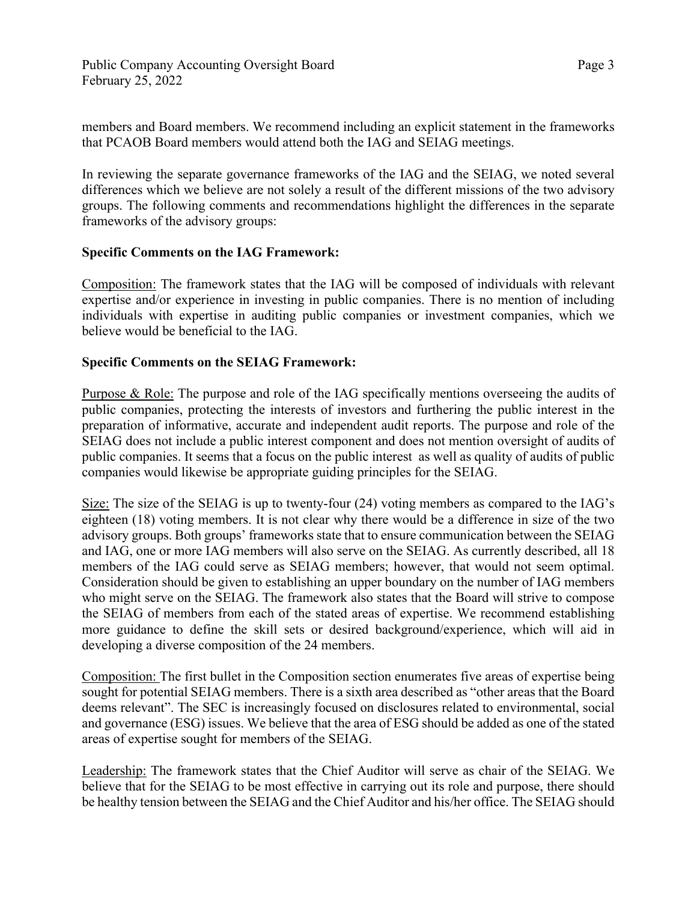members and Board members. We recommend including an explicit statement in the frameworks that PCAOB Board members would attend both the IAG and SEIAG meetings.

In reviewing the separate governance frameworks of the IAG and the SEIAG, we noted several differences which we believe are not solely a result of the different missions of the two advisory groups. The following comments and recommendations highlight the differences in the separate frameworks of the advisory groups:

**Specific Comments on the IAG Framework:**

Composition: The framework states that the IAG will be composed of individuals with relevant expertise and/or experience in investing in public companies. There is no mention of including individuals with expertise in auditing public companies or investment companies, which we believe would be beneficial to the IAG.

**Specific Comments on the SEIAG Framework:**

Purpose & Role: The purpose and role of the IAG specifically mentions overseeing the audits of public companies, protecting the interests of investors and furthering the public interest in the preparation of informative, accurate and independent audit reports. The purpose and role of the SEIAG does not include a public interest component and does not mention oversight of audits of public companies. It seems that a focus on the public interest as well as quality of audits of public companies would likewise be appropriate guiding principles for the SEIAG.

Size: The size of the SEIAG is up to twenty-four (24) voting members as compared to the IAG's eighteen (18) voting members. It is not clear why there would be a difference in size of the two advisory groups. Both groups' frameworks state that to ensure communication between the SEIAG and IAG, one or more IAG members will also serve on the SEIAG. As currently described, all 18 members of the IAG could serve as SEIAG members; however, that would not seem optimal. Consideration should be given to establishing an upper boundary on the number of IAG members who might serve on the SEIAG. The framework also states that the Board will strive to compose the SEIAG of members from each of the stated areas of expertise. We recommend establishing more guidance to define the skill sets or desired background/experience, which will aid in developing a diverse composition of the 24 members.

Composition: The first bullet in the Composition section enumerates five areas of expertise being sought for potential SEIAG members. There is a sixth area described as "other areas that the Board deems relevant". The SEC is increasingly focused on disclosures related to environmental, social and governance (ESG) issues. We believe that the area of ESG should be added as one of the stated areas of expertise sought for members of the SEIAG.

Leadership: The framework states that the Chief Auditor will serve as chair of the SEIAG. We believe that for the SEIAG to be most effective in carrying out its role and purpose, there should be healthy tension between the SEIAG and the Chief Auditor and his/her office. The SEIAG should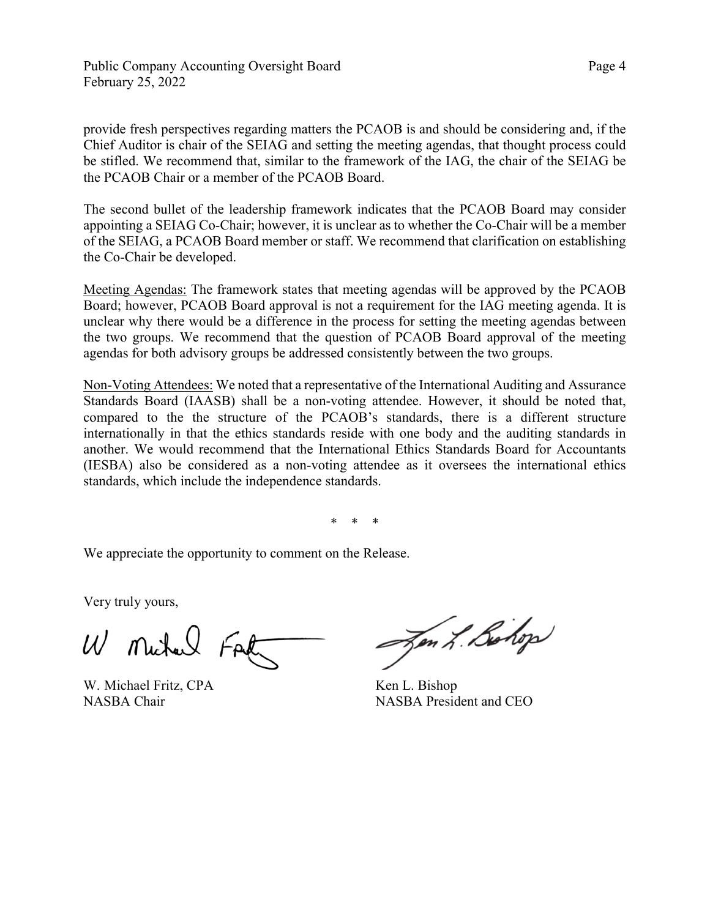provide fresh perspectives regarding matters the PCAOB is and should be considering and, if the Chief Auditor is chair of the SEIAG and setting the meeting agendas, that thought process could be stifled. We recommend that, similar to the framework of the IAG, the chair of the SEIAG be the PCAOB Chair or a member of the PCAOB Board.

The second bullet of the leadership framework indicates that the PCAOB Board may consider appointing a SEIAG Co-Chair; however, it is unclear as to whether the Co-Chair will be a member of the SEIAG, a PCAOB Board member or staff. We recommend that clarification on establishing the Co-Chair be developed.

<u>Meeting Agendas:</u> The framework states that meeting agendas will be approved by the PCAOB Board; however, PCAOB Board approval is not a requirement for the IAG meeting agenda. It is unclear why there would be a difference in the process for setting the meeting agendas between the two groups. We recommend that the question of PCAOB Board approval of the meeting agendas for both advisory groups be addressed consistently between the two groups.

<u>Non-Voting Attendees:</u> We noted that a representative of the International Auditing and Assurance Standards Board (IAASB) shall be a non-voting attendee. However, it should be noted that, compared to the the structure of the PCAOB's standards, there is a different structure internationally in that the ethics standards reside with one body and the auditing standards in another. We would recommend that the International Ethics Standards Board for Accountants (IESBA) also be considered as a non-voting attendee as it oversees the international ethics standards, which include the independence standards.

\* \* \*

We appreciate the opportunity to comment on the Release.

Very truly yours,

W. Michael Fritz, CPA
NASBA Chair

Ken L. Bishop
NASBA President and CEO